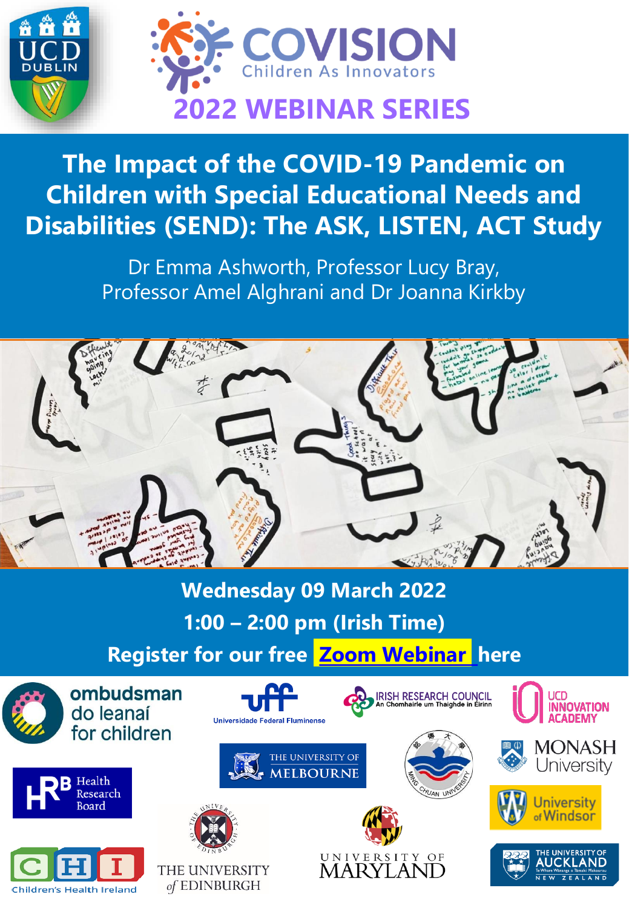UCD DUBLIN

# COVISION

Children As Innovators

## 2022 WEBINAR SERIES

# The Impact of the COVID-19 Pandemic on Children with Special Educational Needs and Disabilities (SEND): The ASK, LISTEN, ACT Study

Dr Emma Ashworth, Professor Lucy Bray, Professor Amel Alghrani and Dr Joanna Kirkby

**Wednesday 09 March 2022**

**1:00 – 2:00 pm (Irish Time)**

**Register for our free Zoom Webinar here**

ombudsman do leanaí for children

Universidade Federal Fluminense

IRISH RESEARCH COUNCIL – An Chomhairle um Thaighde in Éirinn

UCD INNOVATION ACADEMY

HRB Health Research Board

THE UNIVERSITY OF MELBOURNE

MING CHUAN UNIVERSITY

MONASH University

University of Windsor

CHI Children's Health Ireland

THE UNIVERSITY of EDINBURGH

UNIVERSITY OF MARYLAND

THE UNIVERSITY OF AUCKLAND – NEW ZEALAND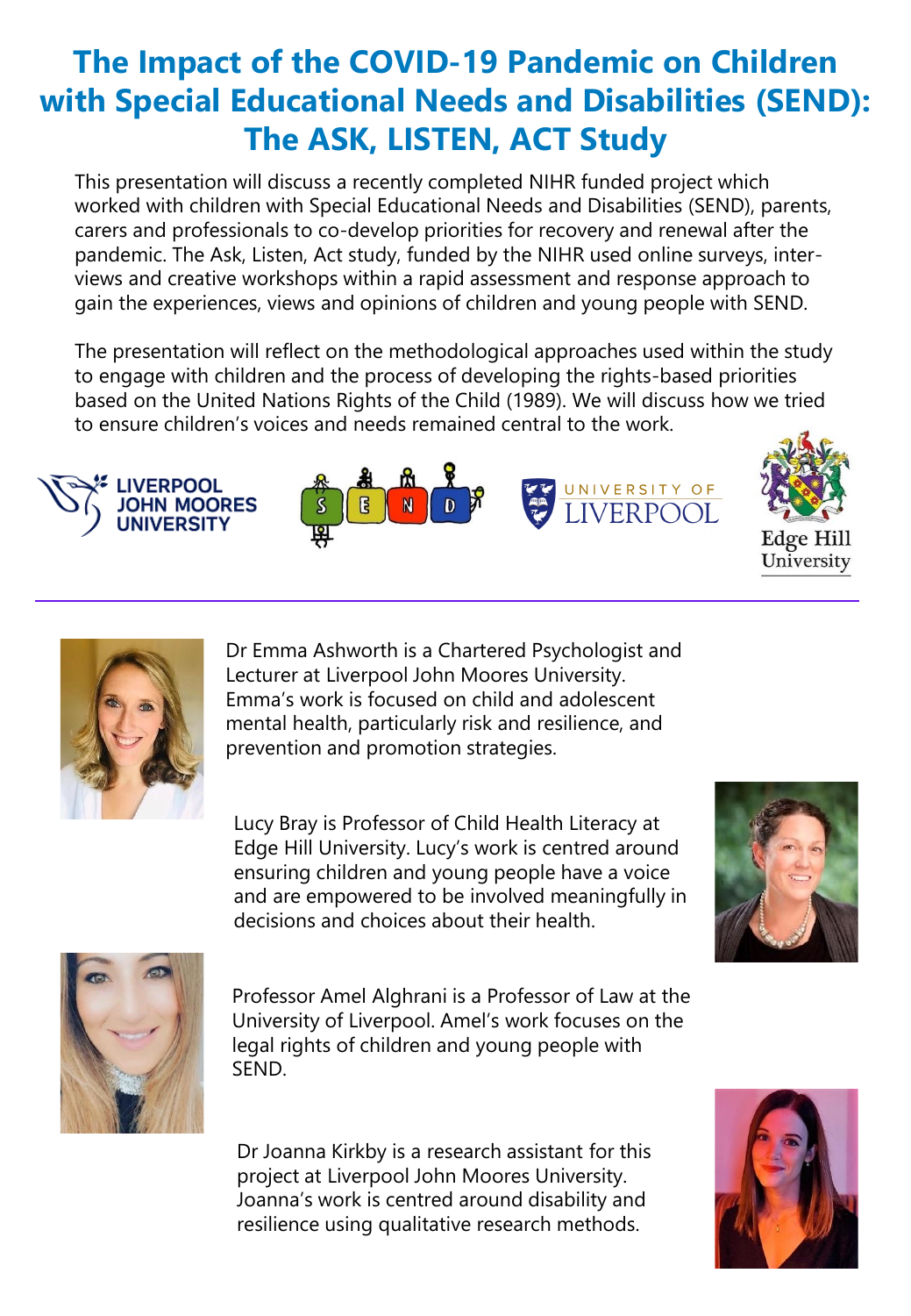# The Impact of the COVID-19 Pandemic on Children with Special Educational Needs and Disabilities (SEND): The ASK, LISTEN, ACT Study

This presentation will discuss a recently completed NIHR funded project which worked with children with Special Educational Needs and Disabilities (SEND), parents, carers and professionals to co-develop priorities for recovery and renewal after the pandemic. The Ask, Listen, Act study, funded by the NIHR used online surveys, interviews and creative workshops within a rapid assessment and response approach to gain the experiences, views and opinions of children and young people with SEND.

The presentation will reflect on the methodological approaches used within the study to engage with children and the process of developing the rights-based priorities based on the United Nations Rights of the Child (1989). We will discuss how we tried to ensure children's voices and needs remained central to the work.

LIVERPOOL JOHN MOORES UNIVERSITY

SEND

UNIVERSITY OF LIVERPOOL

Edge Hill University

---

Dr Emma Ashworth is a Chartered Psychologist and Lecturer at Liverpool John Moores University. Emma's work is focused on child and adolescent mental health, particularly risk and resilience, and prevention and promotion strategies.

Lucy Bray is Professor of Child Health Literacy at Edge Hill University. Lucy's work is centred around ensuring children and young people have a voice and are empowered to be involved meaningfully in decisions and choices about their health.

Professor Amel Alghrani is a Professor of Law at the University of Liverpool. Amel's work focuses on the legal rights of children and young people with SEND.

Dr Joanna Kirkby is a research assistant for this project at Liverpool John Moores University. Joanna's work is centred around disability and resilience using qualitative research methods.